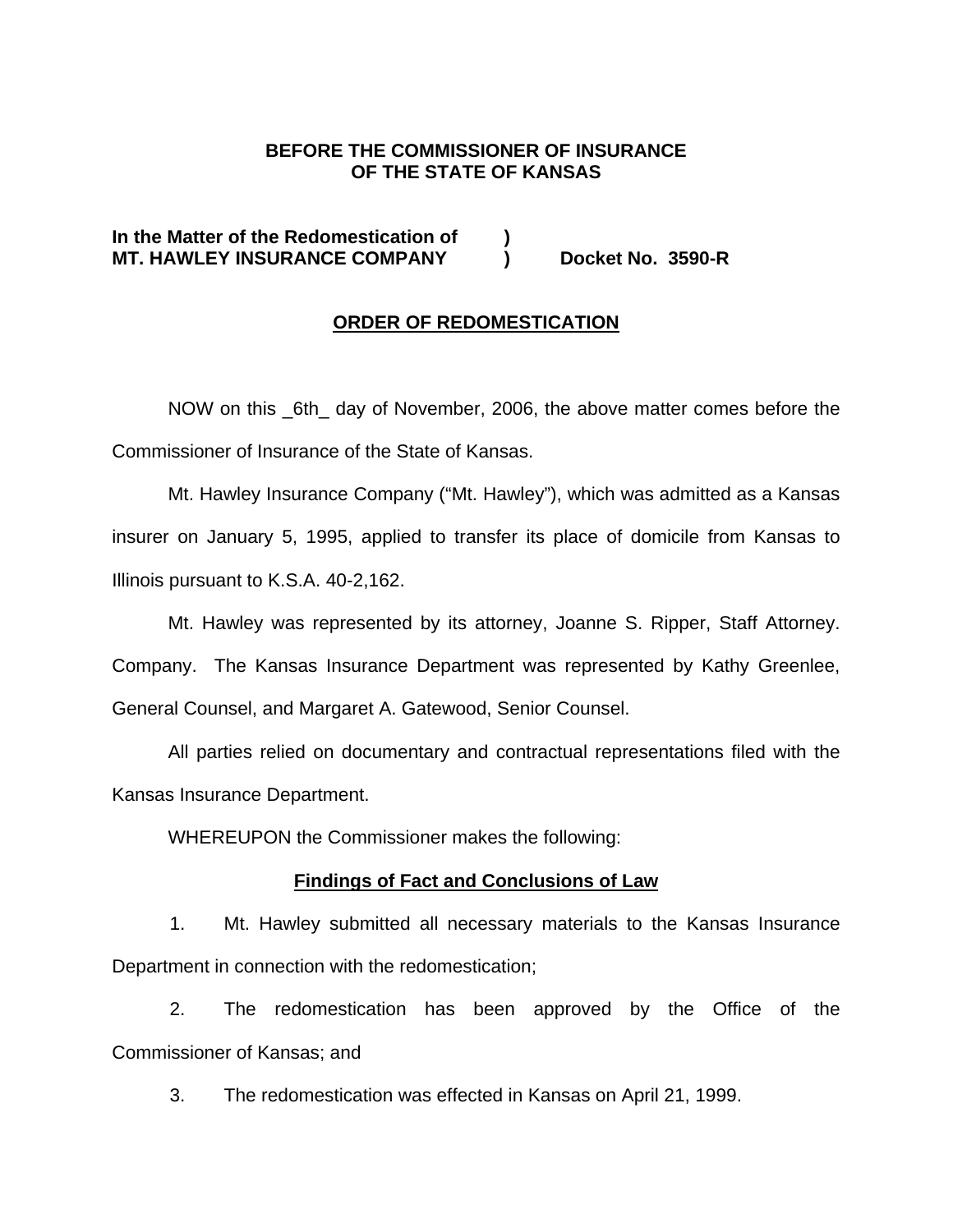**BEFORE THE COMMISSIONER OF INSURANCE**
**OF THE STATE OF KANSAS**

**In the Matter of the Redomestication of )**
**MT. HAWLEY INSURANCE COMPANY ) Docket No. 3590-R**

## ORDER OF REDOMESTICATION

NOW on this _6th_ day of November, 2006, the above matter comes before the Commissioner of Insurance of the State of Kansas.

Mt. Hawley Insurance Company ("Mt. Hawley"), which was admitted as a Kansas insurer on January 5, 1995, applied to transfer its place of domicile from Kansas to Illinois pursuant to K.S.A. 40-2,162.

Mt. Hawley was represented by its attorney, Joanne S. Ripper, Staff Attorney. Company. The Kansas Insurance Department was represented by Kathy Greenlee, General Counsel, and Margaret A. Gatewood, Senior Counsel.

All parties relied on documentary and contractual representations filed with the Kansas Insurance Department.

WHEREUPON the Commissioner makes the following:

### Findings of Fact and Conclusions of Law

1. Mt. Hawley submitted all necessary materials to the Kansas Insurance Department in connection with the redomestication;

2. The redomestication has been approved by the Office of the Commissioner of Kansas; and

3. The redomestication was effected in Kansas on April 21, 1999.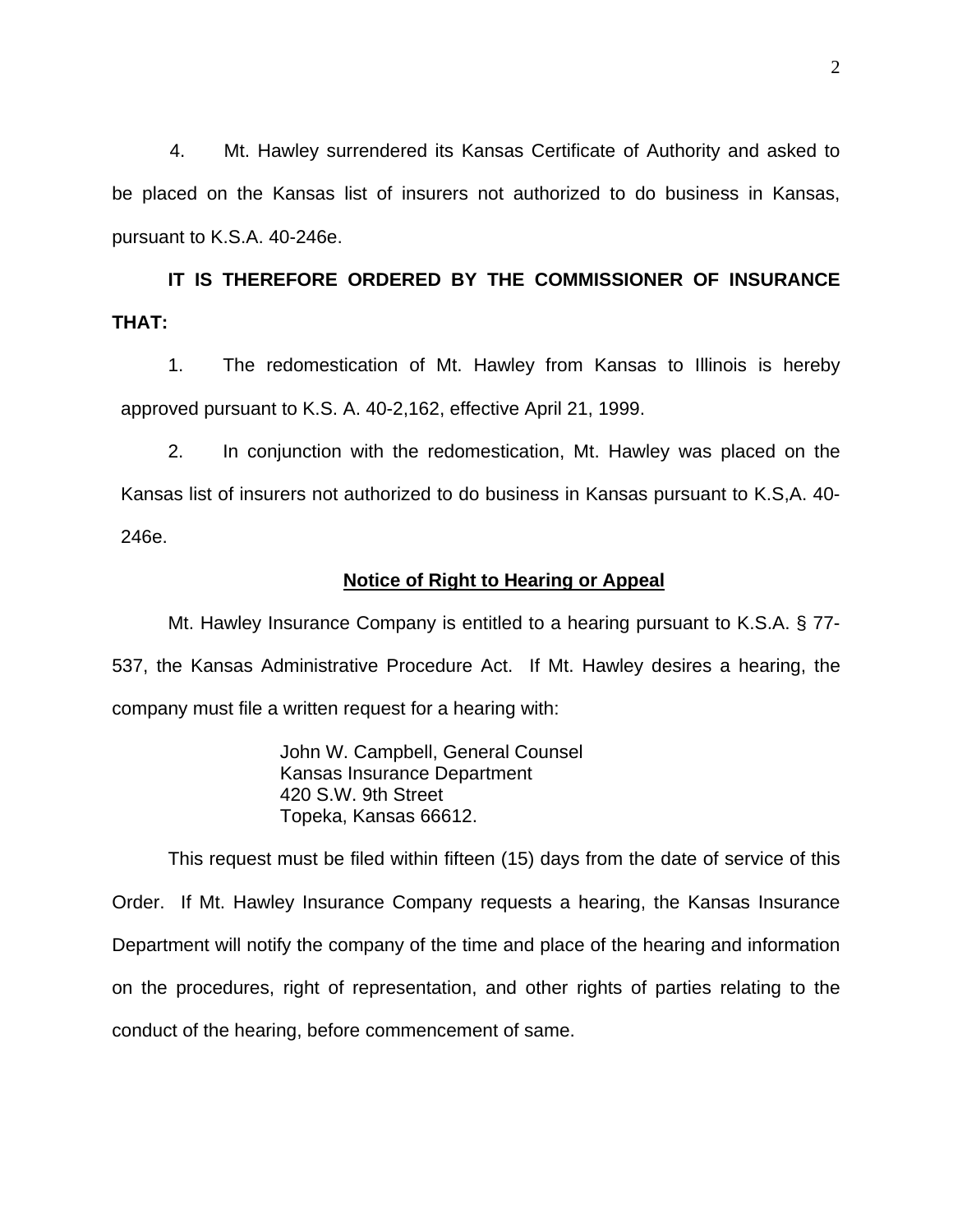4. Mt. Hawley surrendered its Kansas Certificate of Authority and asked to be placed on the Kansas list of insurers not authorized to do business in Kansas, pursuant to K.S.A. 40-246e.

**IT IS THEREFORE ORDERED BY THE COMMISSIONER OF INSURANCE THAT:**

1. The redomestication of Mt. Hawley from Kansas to Illinois is hereby approved pursuant to K.S. A. 40-2,162, effective April 21, 1999.

2. In conjunction with the redomestication, Mt. Hawley was placed on the Kansas list of insurers not authorized to do business in Kansas pursuant to K.S,A. 40-246e.

**Notice of Right to Hearing or Appeal**

Mt. Hawley Insurance Company is entitled to a hearing pursuant to K.S.A. § 77-537, the Kansas Administrative Procedure Act. If Mt. Hawley desires a hearing, the company must file a written request for a hearing with:

John W. Campbell, General Counsel
Kansas Insurance Department
420 S.W. 9th Street
Topeka, Kansas 66612.

This request must be filed within fifteen (15) days from the date of service of this Order. If Mt. Hawley Insurance Company requests a hearing, the Kansas Insurance Department will notify the company of the time and place of the hearing and information on the procedures, right of representation, and other rights of parties relating to the conduct of the hearing, before commencement of same.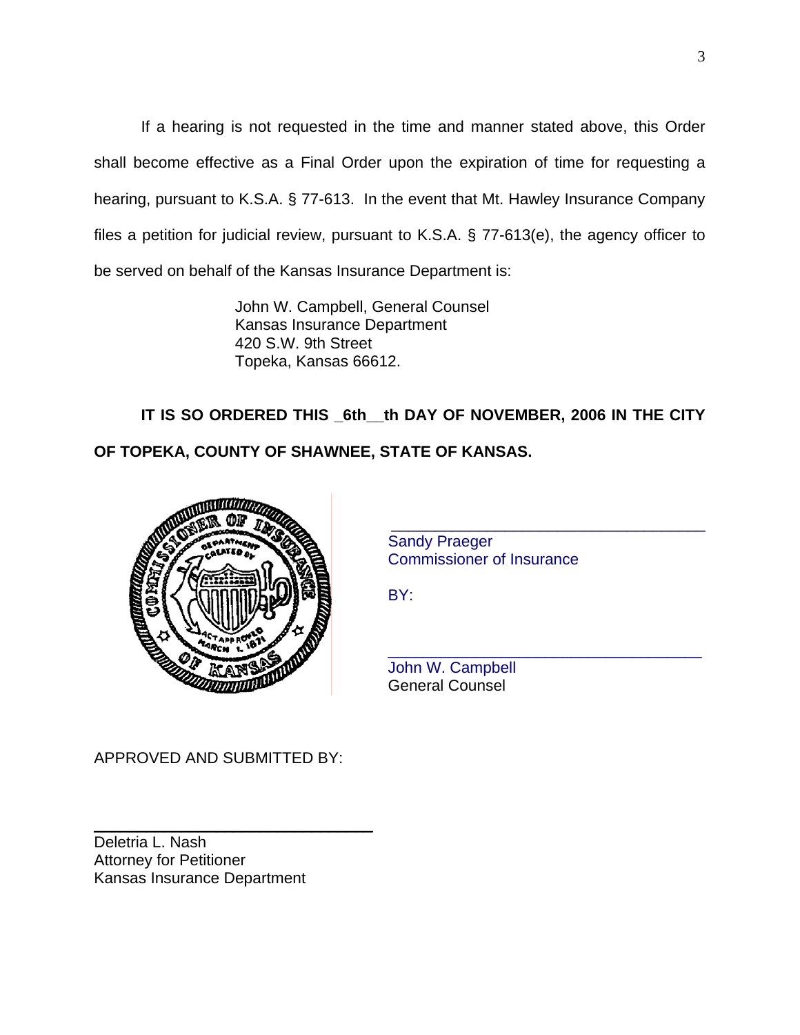If a hearing is not requested in the time and manner stated above, this Order shall become effective as a Final Order upon the expiration of time for requesting a hearing, pursuant to K.S.A. § 77-613. In the event that Mt. Hawley Insurance Company files a petition for judicial review, pursuant to K.S.A. § 77-613(e), the agency officer to be served on behalf of the Kansas Insurance Department is:

John W. Campbell, General Counsel
Kansas Insurance Department
420 S.W. 9th Street
Topeka, Kansas 66612.

**IT IS SO ORDERED THIS _6th__th DAY OF NOVEMBER, 2006 IN THE CITY OF TOPEKA, COUNTY OF SHAWNEE, STATE OF KANSAS.**

\_\_\_\_\_\_\_\_\_\_\_\_\_\_\_\_\_\_\_\_\_\_\_\_\_\_\_\_\_\_\_\_\_\_\_
Sandy Praeger
Commissioner of Insurance

BY:

\_\_\_\_\_\_\_\_\_\_\_\_\_\_\_\_\_\_\_\_\_\_\_\_\_\_\_\_\_\_\_\_\_\_\_
John W. Campbell
General Counsel

APPROVED AND SUBMITTED BY:

\_\_\_\_\_\_\_\_\_\_\_\_\_\_\_\_\_\_\_\_\_\_\_\_\_\_\_\_\_\_\_\_
Deletria L. Nash
Attorney for Petitioner
Kansas Insurance Department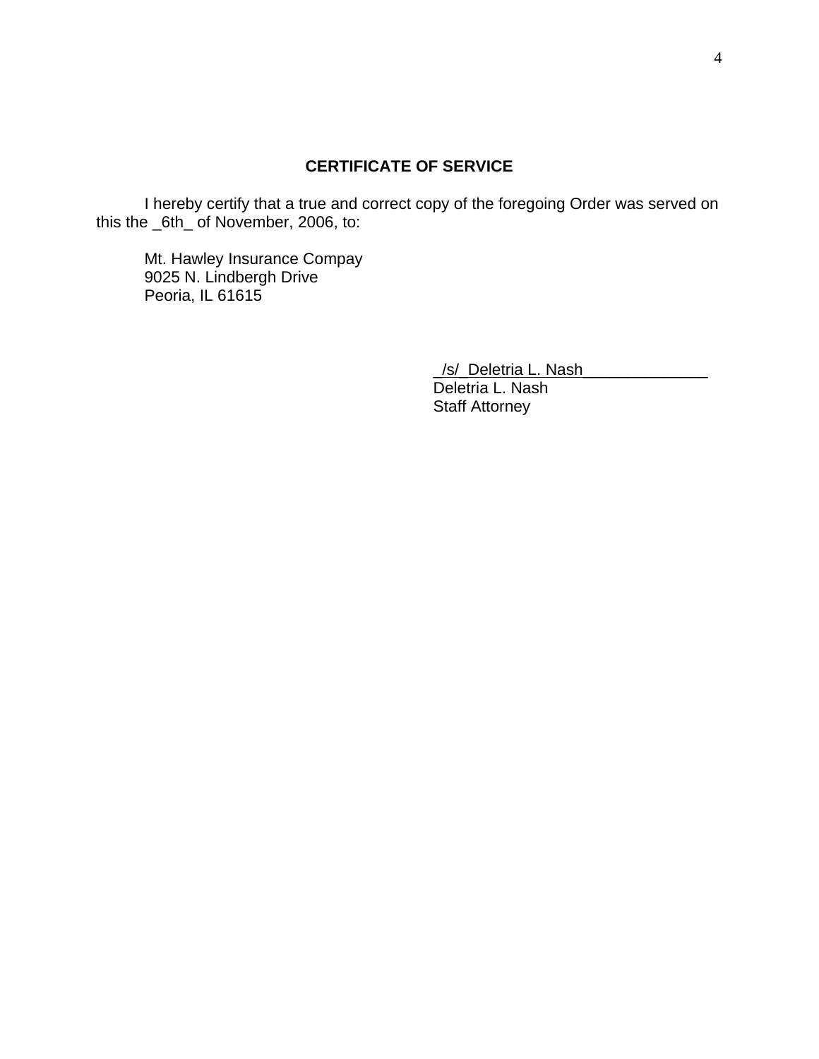**CERTIFICATE OF SERVICE**

I hereby certify that a true and correct copy of the foregoing Order was served on this the _6th_ of November, 2006, to:

Mt. Hawley Insurance Compay
9025 N. Lindbergh Drive
Peoria, IL 61615

_/s/_Deletria L. Nash______________
Deletria L. Nash
Staff Attorney